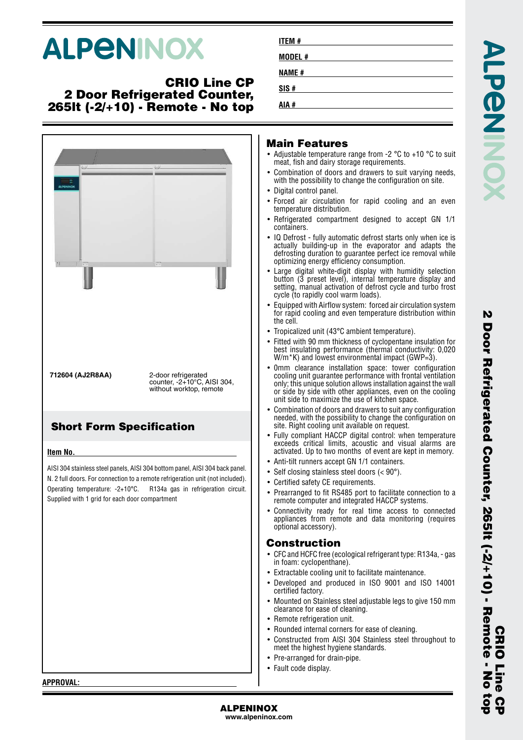# ALPENINOX

## CRIO Line CP 2 Door Refrigerated Counter, 265lt (-2/+10) - Remote - No top

**ITEM #**

**MODEL #**

**NAME #**

**SIS #**

**AIA #**

**712604 (AJ2R8AA)** 2-door refrigerated counter, -2+10°C, AISI 304, without worktop, remote

## Short Form Specification

**Item No.**

AISI 304 stainless steel panels, AISI 304 bottom panel, AISI 304 back panel. N. 2 full doors. For connection to a remote refrigeration unit (not included). Operating temperature: -2+10°C. R134a gas in refrigeration circuit. Supplied with 1 grid for each door compartment

## Main Features

- Adjustable temperature range from -2 °C to +10 °C to suit meat, fish and dairy storage requirements.
- Combination of doors and drawers to suit varying needs, with the possibility to change the configuration on site.
- Digital control panel.
- Forced air circulation for rapid cooling and an even temperature distribution.
- Refrigerated compartment designed to accept GN 1/1 containers.
- IQ Defrost - fully automatic defrost starts only when ice is actually building-up in the evaporator and adapts the defrosting duration to guarantee perfect ice removal while optimizing energy efficiency consumption.
- Large digital white-digit display with humidity selection button (3 preset level), internal temperature display and setting, manual activation of defrost cycle and turbo frost cycle (to rapidly cool warm loads).
- Equipped with Airflow system: forced air circulation system for rapid cooling and even temperature distribution within the cell.
- Tropicalized unit (43°C ambient temperature).
- Fitted with 90 mm thickness of cyclopentane insulation for best insulating performance (thermal conductivity: 0,020 W/m*K) and lowest environmental impact (GWP=3).
- 0mm clearance installation space: tower configuration cooling unit guarantee performance with frontal ventilation only; this unique solution allows installation against the wall or side by side with other appliances, even on the cooling unit side to maximize the use of kitchen space.
- Combination of doors and drawers to suit any configuration needed, with the possibility to change the configuration on site. Right cooling unit available on request.
- Fully compliant HACCP digital control: when temperature exceeds critical limits, acoustic and visual alarms are activated. Up to two months of event are kept in memory.
- Anti-tilt runners accept GN 1/1 containers.
- Self closing stainless steel doors (< 90°).
- Certified safety CE requirements.
- Prearranged to fit RS485 port to facilitate connection to a remote computer and integrated HACCP systems.
- Connectivity ready for real time access to connected appliances from remote and data monitoring (requires optional accessory).

## Construction

- CFC and HCFC free (ecological refrigerant type: R134a, - gas in foam: cyclopenthane).
- Extractable cooling unit to facilitate maintenance.
- Developed and produced in ISO 9001 and ISO 14001 certified factory.
- Mounted on Stainless steel adjustable legs to give 150 mm clearance for ease of cleaning.
- Remote refrigeration unit.
- Rounded internal corners for ease of cleaning.
- Constructed from AISI 304 Stainless steel throughout to meet the highest hygiene standards.
- Pre-arranged for drain-pipe.
- Fault code display.

**APPROVAL:**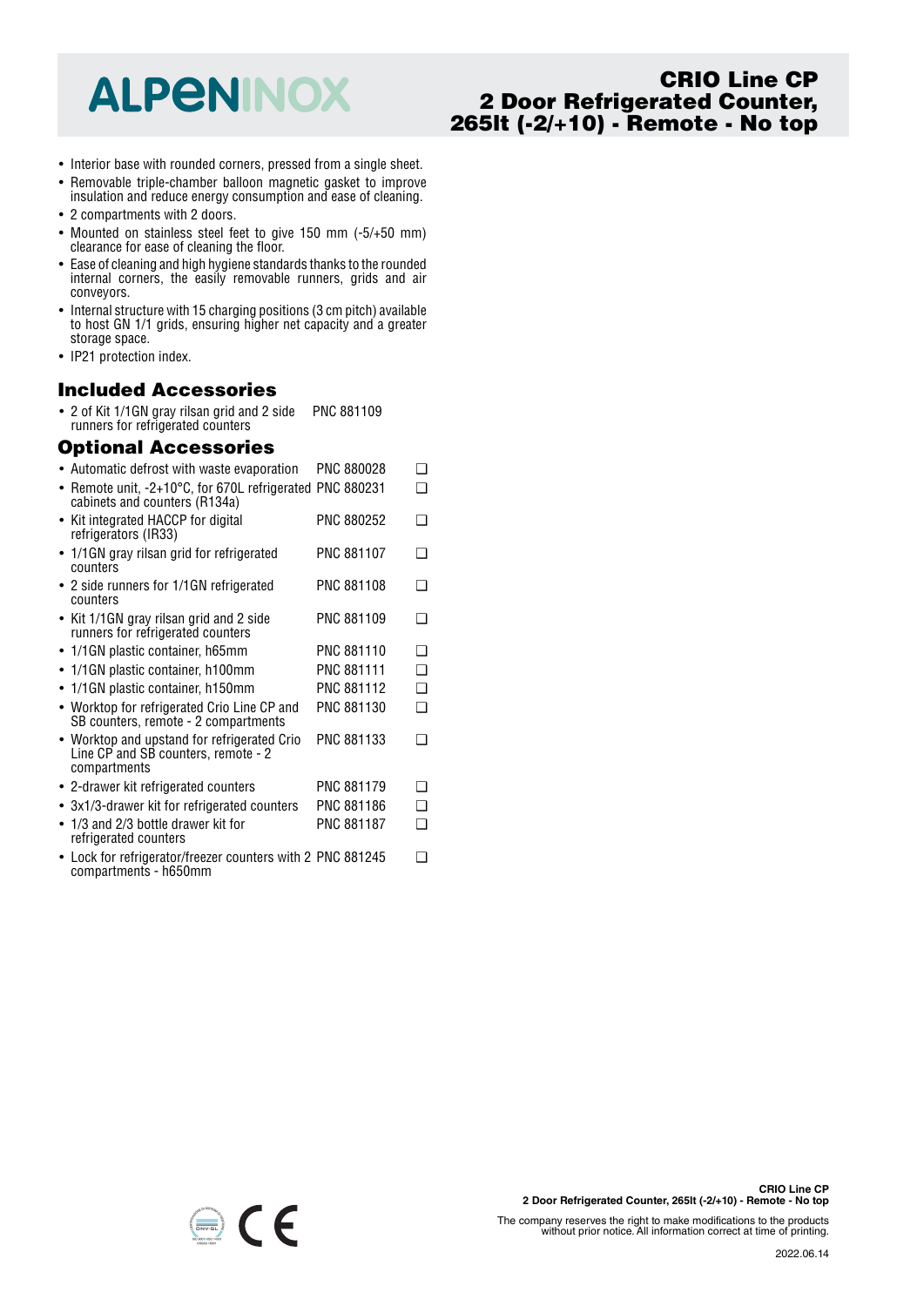# CRIO Line CP 2 Door Refrigerated Counter, 265lt (-2/+10) - Remote - No top

- Interior base with rounded corners, pressed from a single sheet.
- Removable triple-chamber balloon magnetic gasket to improve insulation and reduce energy consumption and ease of cleaning.
- 2 compartments with 2 doors.
- Mounted on stainless steel feet to give 150 mm (-5/+50 mm) clearance for ease of cleaning the floor.
- Ease of cleaning and high hygiene standards thanks to the rounded internal corners, the easily removable runners, grids and air conveyors.
- Internal structure with 15 charging positions (3 cm pitch) available to host GN 1/1 grids, ensuring higher net capacity and a greater storage space.
- IP21 protection index.

## Included Accessories

- 2 of Kit 1/1GN gray rilsan grid and 2 side runners for refrigerated counters PNC 881109

## Optional Accessories

- Automatic defrost with waste evaporation PNC 880028 ❑
- Remote unit, -2+10°C, for 670L refrigerated cabinets and counters (R134a) PNC 880231 ❑
- Kit integrated HACCP for digital refrigerators (IR33) PNC 880252 ❑
- 1/1GN gray rilsan grid for refrigerated counters PNC 881107 ❑
- 2 side runners for 1/1GN refrigerated counters PNC 881108 ❑
- Kit 1/1GN gray rilsan grid and 2 side runners for refrigerated counters PNC 881109 ❑
- 1/1GN plastic container, h65mm PNC 881110 ❑
- 1/1GN plastic container, h100mm PNC 881111 ❑
- 1/1GN plastic container, h150mm PNC 881112 ❑
- Worktop for refrigerated Crio Line CP and SB counters, remote - 2 compartments PNC 881130 ❑
- Worktop and upstand for refrigerated Crio Line CP and SB counters, remote - 2 compartments PNC 881133 ❑
- 2-drawer kit refrigerated counters PNC 881179 ❑
- 3x1/3-drawer kit for refrigerated counters PNC 881186 ❑
- 1/3 and 2/3 bottle drawer kit for refrigerated counters PNC 881187 ❑
- Lock for refrigerator/freezer counters with 2 compartments - h650mm PNC 881245 ❑

The company reserves the right to make modifications to the products without prior notice. All information correct at time of printing.

2022.06.14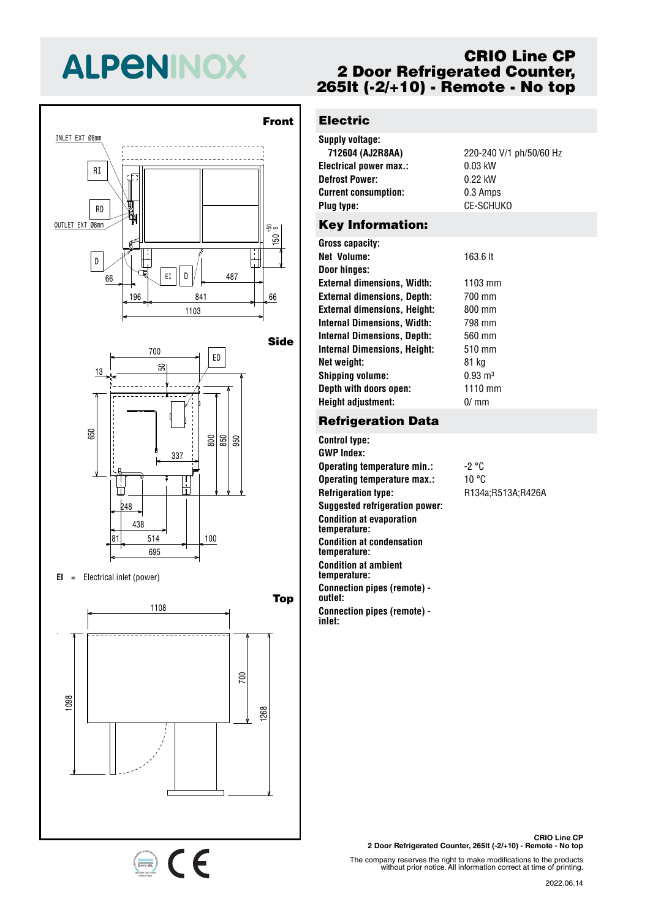# ALPENINOX

## CRIO Line CP
## 2 Door Refrigerated Counter, 265lt (-2/+10) - Remote - No top

Front

INLET EXT Ø8mm

RI

RO

OUTLET EXT Ø8mm

D

66

EI

D

487

150 +50 -5

196

841

66

1103

Side

700

ED

13

50

650

800

850

950

337

248

438

81

514

100

695

**EI** = Electrical inlet (power)

Top

1108

1098

700

1268

## Electric

| | |
|---|---|
| **Supply voltage:** | |
| **712604 (AJ2R8AA)** | 220-240 V/1 ph/50/60 Hz |
| **Electrical power max.:** | 0.03 kW |
| **Defrost Power:** | 0.22 kW |
| **Current consumption:** | 0.3 Amps |
| **Plug type:** | CE-SCHUKO |

## Key Information:

| | |
|---|---|
| **Gross capacity:** | |
| **Net Volume:** | 163.6 lt |
| **Door hinges:** | |
| **External dimensions, Width:** | 1103 mm |
| **External dimensions, Depth:** | 700 mm |
| **External dimensions, Height:** | 800 mm |
| **Internal Dimensions, Width:** | 798 mm |
| **Internal Dimensions, Depth:** | 560 mm |
| **Internal Dimensions, Height:** | 510 mm |
| **Net weight:** | 81 kg |
| **Shipping volume:** | 0.93 m³ |
| **Depth with doors open:** | 1110 mm |
| **Height adjustment:** | 0/ mm |

## Refrigeration Data

| | |
|---|---|
| **Control type:** | |
| **GWP Index:** | |
| **Operating temperature min.:** | -2 °C |
| **Operating temperature max.:** | 10 °C |
| **Refrigeration type:** | R134a;R513A;R426A |
| **Suggested refrigeration power:** | |
| **Condition at evaporation temperature:** | |
| **Condition at condensation temperature:** | |
| **Condition at ambient temperature:** | |
| **Connection pipes (remote) - outlet:** | |
| **Connection pipes (remote) - inlet:** | |

**CRIO Line CP**
**2 Door Refrigerated Counter, 265lt (-2/+10) - Remote - No top**

The company reserves the right to make modifications to the products without prior notice. All information correct at time of printing.

2022.06.14